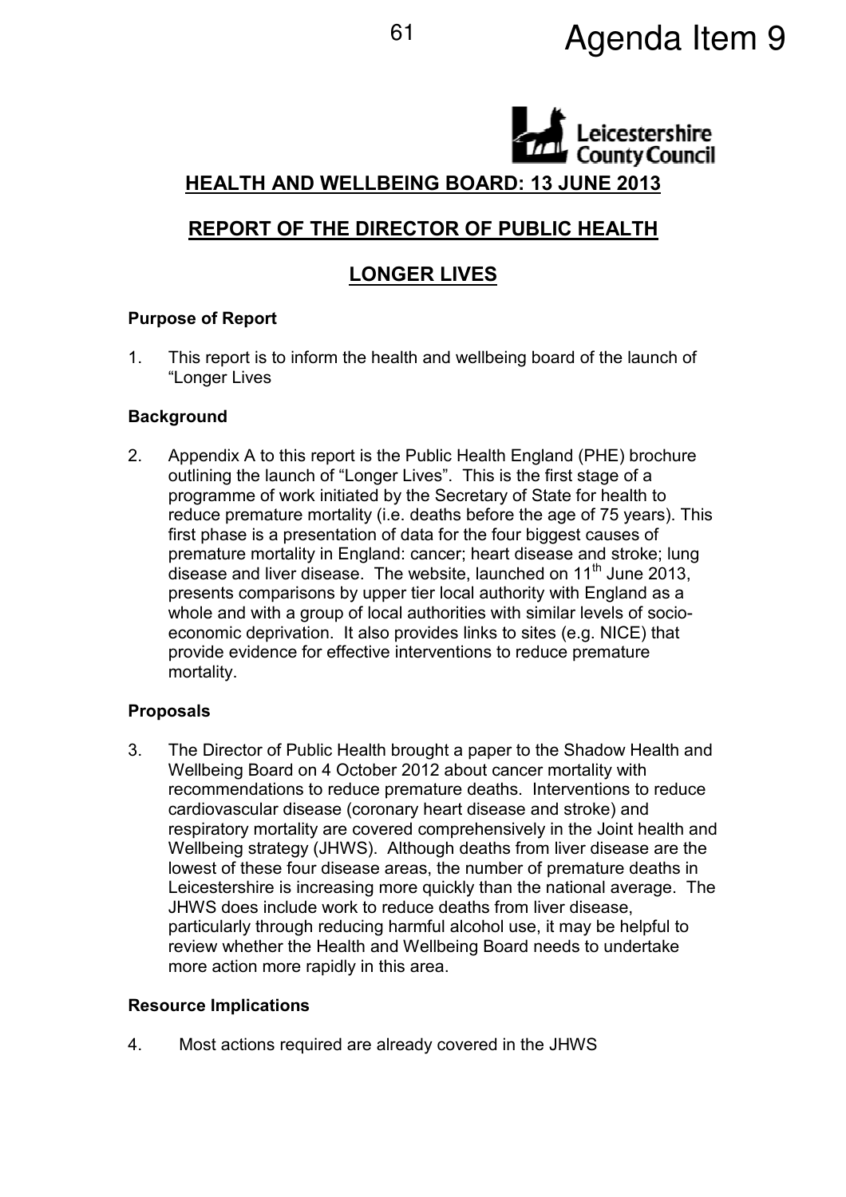Agenda Item 9

## HEALTH AND WELLBEING BOARD: 13 JUNE 2013

## REPORT OF THE DIRECTOR OF PUBLIC HEALTH

## LONGER LIVES

### Purpose of Report

1. This report is to inform the health and wellbeing board of the launch of "Longer Lives

### Background

2. Appendix A to this report is the Public Health England (PHE) brochure outlining the launch of "Longer Lives". This is the first stage of a programme of work initiated by the Secretary of State for health to reduce premature mortality (i.e. deaths before the age of 75 years). This first phase is a presentation of data for the four biggest causes of premature mortality in England: cancer; heart disease and stroke; lung disease and liver disease. The website, launched on 11th June 2013, presents comparisons by upper tier local authority with England as a whole and with a group of local authorities with similar levels of socio-economic deprivation. It also provides links to sites (e.g. NICE) that provide evidence for effective interventions to reduce premature mortality.

### Proposals

3. The Director of Public Health brought a paper to the Shadow Health and Wellbeing Board on 4 October 2012 about cancer mortality with recommendations to reduce premature deaths. Interventions to reduce cardiovascular disease (coronary heart disease and stroke) and respiratory mortality are covered comprehensively in the Joint health and Wellbeing strategy (JHWS). Although deaths from liver disease are the lowest of these four disease areas, the number of premature deaths in Leicestershire is increasing more quickly than the national average. The JHWS does include work to reduce deaths from liver disease, particularly through reducing harmful alcohol use, it may be helpful to review whether the Health and Wellbeing Board needs to undertake more action more rapidly in this area.

### Resource Implications

4. Most actions required are already covered in the JHWS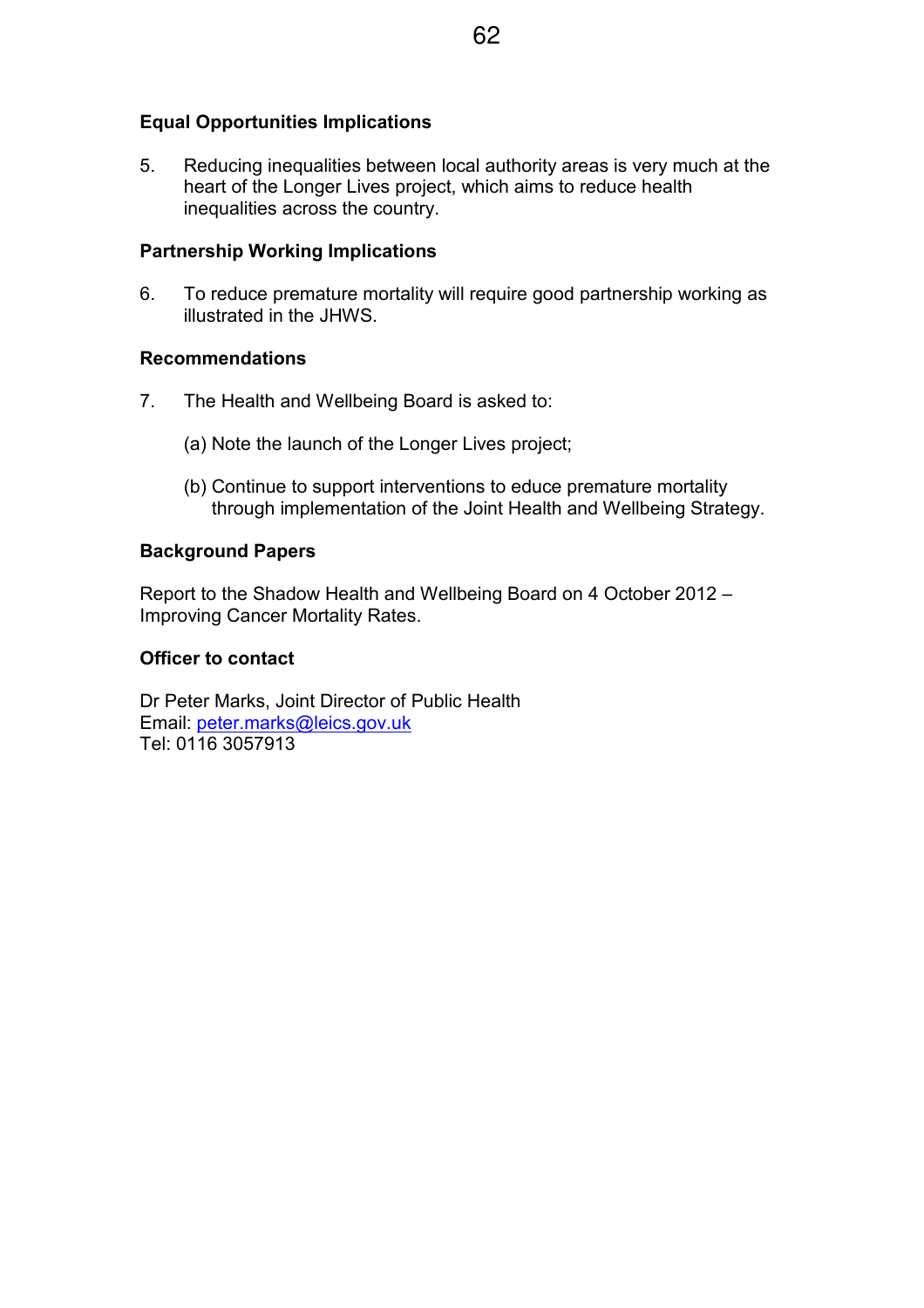**Equal Opportunities Implications**

5. Reducing inequalities between local authority areas is very much at the heart of the Longer Lives project, which aims to reduce health inequalities across the country.

**Partnership Working Implications**

6. To reduce premature mortality will require good partnership working as illustrated in the JHWS.

**Recommendations**

7. The Health and Wellbeing Board is asked to:

   (a) Note the launch of the Longer Lives project;

   (b) Continue to support interventions to educe premature mortality through implementation of the Joint Health and Wellbeing Strategy.

**Background Papers**

Report to the Shadow Health and Wellbeing Board on 4 October 2012 – Improving Cancer Mortality Rates.

**Officer to contact**

Dr Peter Marks, Joint Director of Public Health
Email: peter.marks@leics.gov.uk
Tel: 0116 3057913